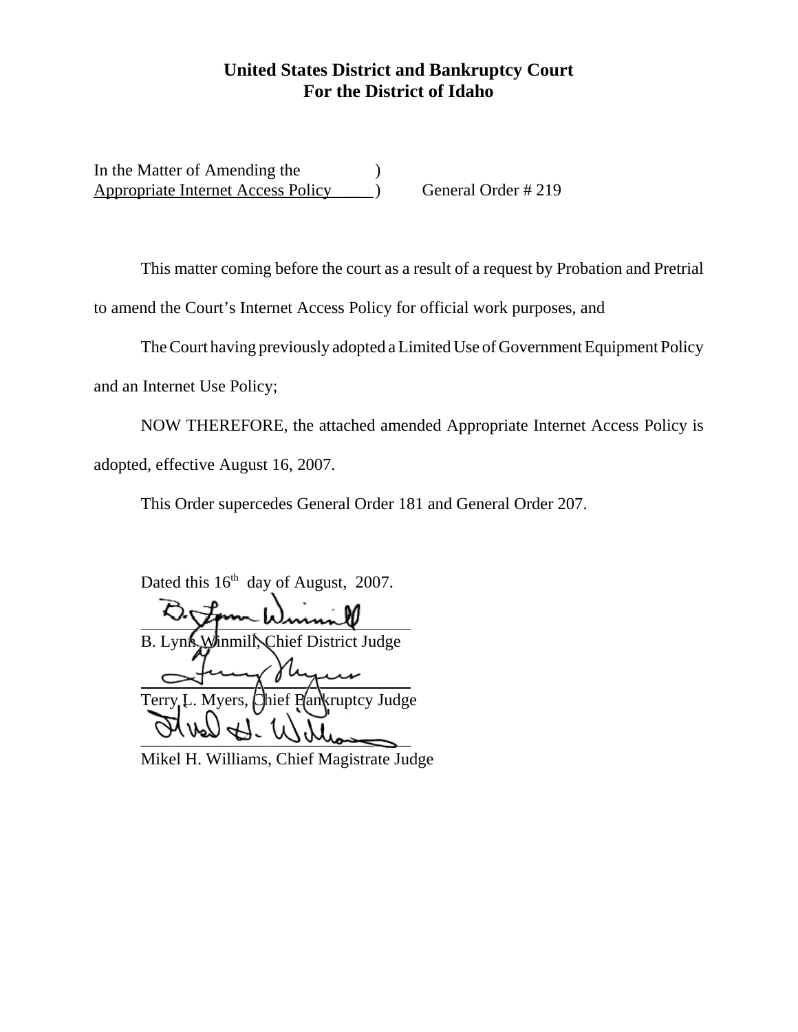# United States District and Bankruptcy Court
# For the District of Idaho

In the Matter of Amending the )
Appropriate Internet Access Policy ) General Order # 219

This matter coming before the court as a result of a request by Probation and Pretrial to amend the Court's Internet Access Policy for official work purposes, and

The Court having previously adopted a Limited Use of Government Equipment Policy and an Internet Use Policy;

NOW THEREFORE, the attached amended Appropriate Internet Access Policy is adopted, effective August 16, 2007.

This Order supercedes General Order 181 and General Order 207.

Dated this 16th day of August, 2007.

B. Lynn Winmill, Chief District Judge

Terry L. Myers, Chief Bankruptcy Judge

Mikel H. Williams, Chief Magistrate Judge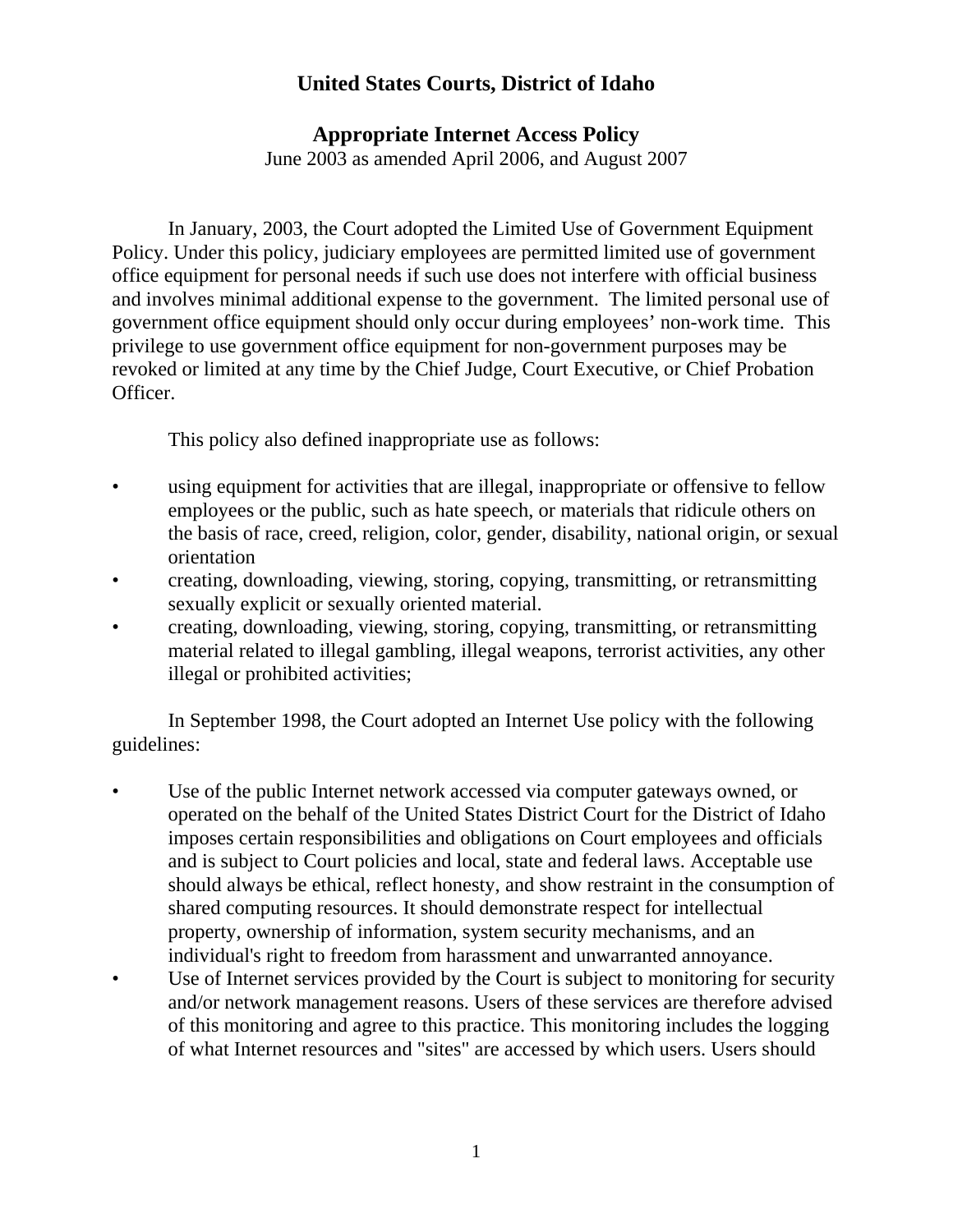# United States Courts, District of Idaho

## Appropriate Internet Access Policy

June 2003 as amended April 2006, and August 2007

In January, 2003, the Court adopted the Limited Use of Government Equipment Policy. Under this policy, judiciary employees are permitted limited use of government office equipment for personal needs if such use does not interfere with official business and involves minimal additional expense to the government. The limited personal use of government office equipment should only occur during employees' non-work time. This privilege to use government office equipment for non-government purposes may be revoked or limited at any time by the Chief Judge, Court Executive, or Chief Probation Officer.

This policy also defined inappropriate use as follows:

- using equipment for activities that are illegal, inappropriate or offensive to fellow employees or the public, such as hate speech, or materials that ridicule others on the basis of race, creed, religion, color, gender, disability, national origin, or sexual orientation
- creating, downloading, viewing, storing, copying, transmitting, or retransmitting sexually explicit or sexually oriented material.
- creating, downloading, viewing, storing, copying, transmitting, or retransmitting material related to illegal gambling, illegal weapons, terrorist activities, any other illegal or prohibited activities;

In September 1998, the Court adopted an Internet Use policy with the following guidelines:

- Use of the public Internet network accessed via computer gateways owned, or operated on the behalf of the United States District Court for the District of Idaho imposes certain responsibilities and obligations on Court employees and officials and is subject to Court policies and local, state and federal laws. Acceptable use should always be ethical, reflect honesty, and show restraint in the consumption of shared computing resources. It should demonstrate respect for intellectual property, ownership of information, system security mechanisms, and an individual's right to freedom from harassment and unwarranted annoyance.
- Use of Internet services provided by the Court is subject to monitoring for security and/or network management reasons. Users of these services are therefore advised of this monitoring and agree to this practice. This monitoring includes the logging of what Internet resources and "sites" are accessed by which users. Users should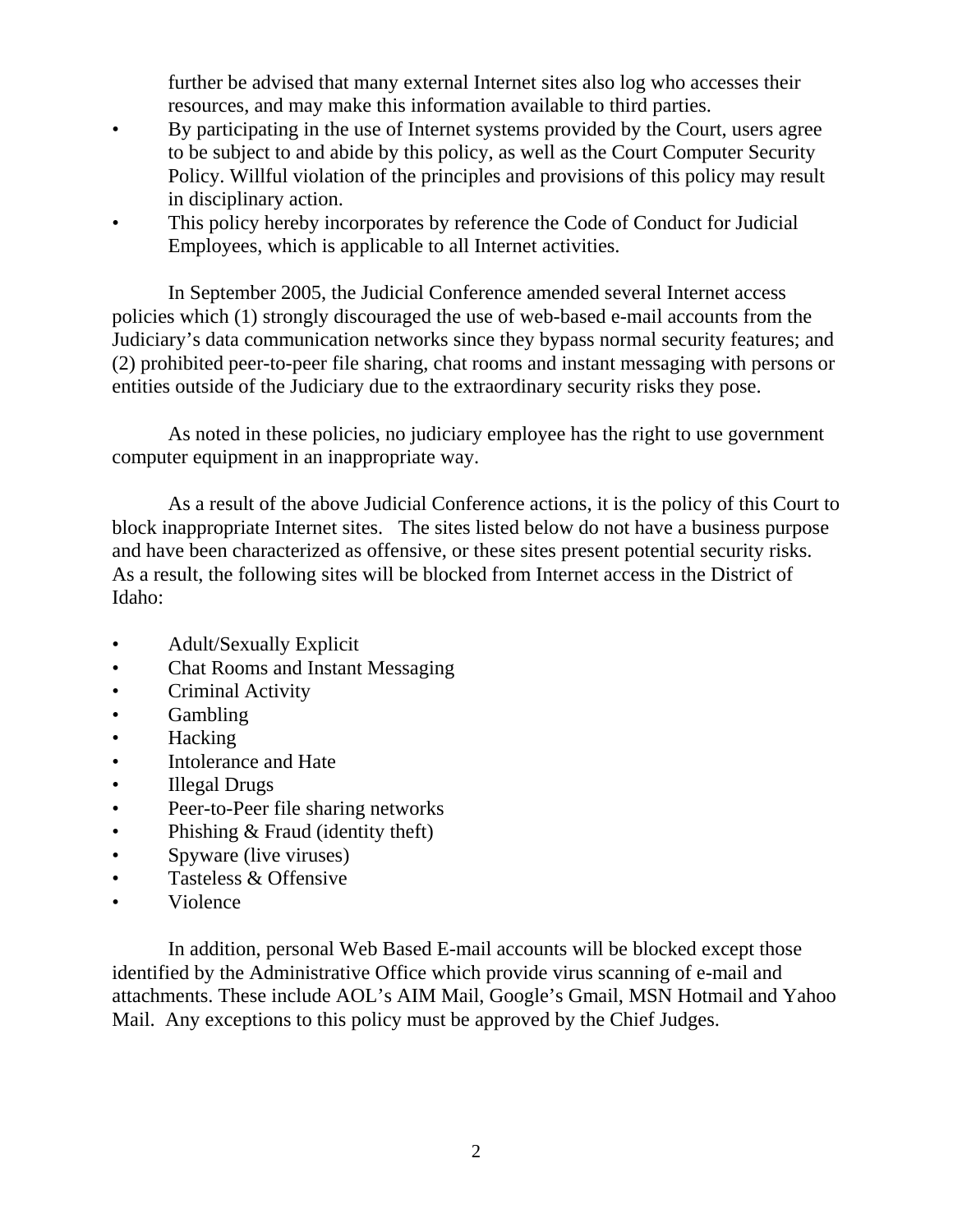further be advised that many external Internet sites also log who accesses their resources, and may make this information available to third parties.

- By participating in the use of Internet systems provided by the Court, users agree to be subject to and abide by this policy, as well as the Court Computer Security Policy. Willful violation of the principles and provisions of this policy may result in disciplinary action.
- This policy hereby incorporates by reference the Code of Conduct for Judicial Employees, which is applicable to all Internet activities.

In September 2005, the Judicial Conference amended several Internet access policies which (1) strongly discouraged the use of web-based e-mail accounts from the Judiciary's data communication networks since they bypass normal security features; and (2) prohibited peer-to-peer file sharing, chat rooms and instant messaging with persons or entities outside of the Judiciary due to the extraordinary security risks they pose.

As noted in these policies, no judiciary employee has the right to use government computer equipment in an inappropriate way.

As a result of the above Judicial Conference actions, it is the policy of this Court to block inappropriate Internet sites. The sites listed below do not have a business purpose and have been characterized as offensive, or these sites present potential security risks. As a result, the following sites will be blocked from Internet access in the District of Idaho:

- Adult/Sexually Explicit
- Chat Rooms and Instant Messaging
- Criminal Activity
- Gambling
- Hacking
- Intolerance and Hate
- Illegal Drugs
- Peer-to-Peer file sharing networks
- Phishing & Fraud (identity theft)
- Spyware (live viruses)
- Tasteless & Offensive
- Violence

In addition, personal Web Based E-mail accounts will be blocked except those identified by the Administrative Office which provide virus scanning of e-mail and attachments. These include AOL's AIM Mail, Google's Gmail, MSN Hotmail and Yahoo Mail. Any exceptions to this policy must be approved by the Chief Judges.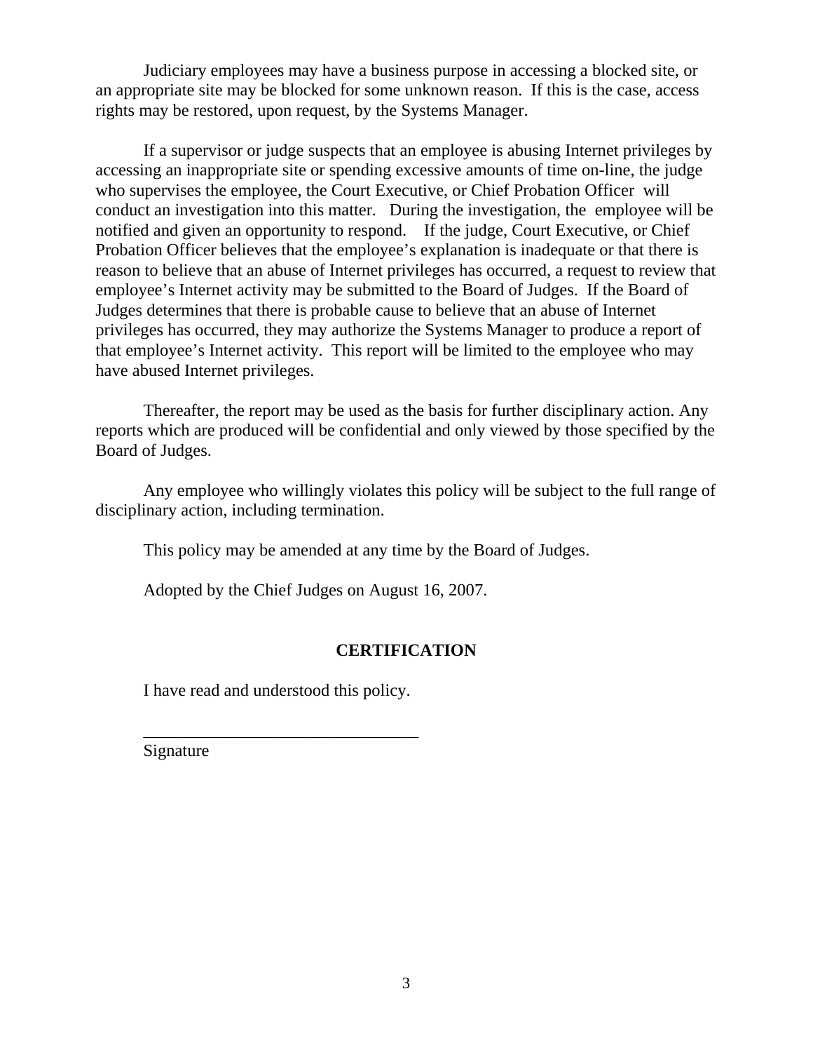Judiciary employees may have a business purpose in accessing a blocked site, or an appropriate site may be blocked for some unknown reason. If this is the case, access rights may be restored, upon request, by the Systems Manager.

If a supervisor or judge suspects that an employee is abusing Internet privileges by accessing an inappropriate site or spending excessive amounts of time on-line, the judge who supervises the employee, the Court Executive, or Chief Probation Officer will conduct an investigation into this matter. During the investigation, the employee will be notified and given an opportunity to respond. If the judge, Court Executive, or Chief Probation Officer believes that the employee's explanation is inadequate or that there is reason to believe that an abuse of Internet privileges has occurred, a request to review that employee's Internet activity may be submitted to the Board of Judges. If the Board of Judges determines that there is probable cause to believe that an abuse of Internet privileges has occurred, they may authorize the Systems Manager to produce a report of that employee's Internet activity. This report will be limited to the employee who may have abused Internet privileges.

Thereafter, the report may be used as the basis for further disciplinary action. Any reports which are produced will be confidential and only viewed by those specified by the Board of Judges.

Any employee who willingly violates this policy will be subject to the full range of disciplinary action, including termination.

This policy may be amended at any time by the Board of Judges.

Adopted by the Chief Judges on August 16, 2007.

## CERTIFICATION

I have read and understood this policy.

________________________________
Signature